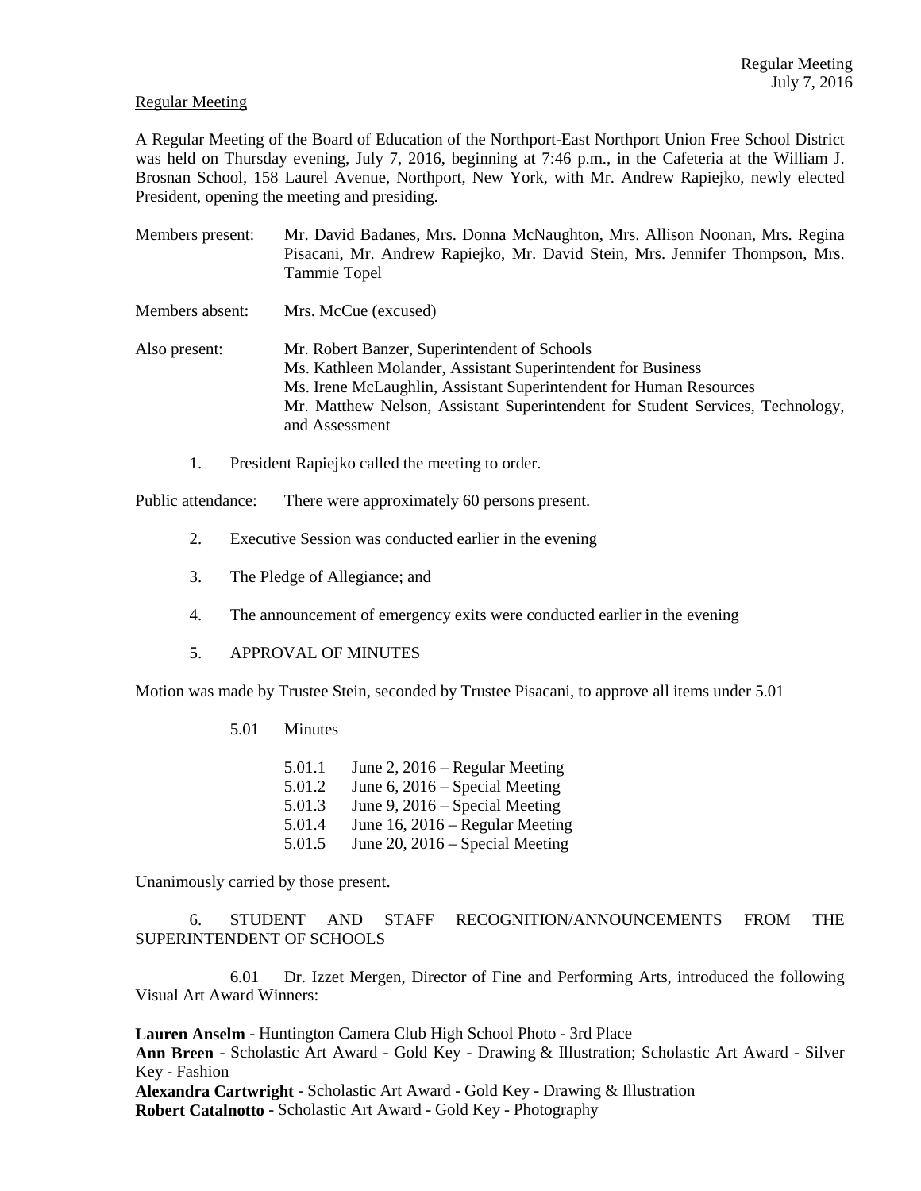Regular Meeting

A Regular Meeting of the Board of Education of the Northport-East Northport Union Free School District was held on Thursday evening, July 7, 2016, beginning at 7:46 p.m., in the Cafeteria at the William J. Brosnan School, 158 Laurel Avenue, Northport, New York, with Mr. Andrew Rapiejko, newly elected President, opening the meeting and presiding.

Members present: Mr. David Badanes, Mrs. Donna McNaughton, Mrs. Allison Noonan, Mrs. Regina Pisacani, Mr. Andrew Rapiejko, Mr. David Stein, Mrs. Jennifer Thompson, Mrs. Tammie Topel

Members absent: Mrs. McCue (excused)

Also present: Mr. Robert Banzer, Superintendent of Schools
Ms. Kathleen Molander, Assistant Superintendent for Business
Ms. Irene McLaughlin, Assistant Superintendent for Human Resources
Mr. Matthew Nelson, Assistant Superintendent for Student Services, Technology, and Assessment

1. President Rapiejko called the meeting to order.

Public attendance: There were approximately 60 persons present.

2. Executive Session was conducted earlier in the evening

3. The Pledge of Allegiance; and

4. The announcement of emergency exits were conducted earlier in the evening

5. APPROVAL OF MINUTES

Motion was made by Trustee Stein, seconded by Trustee Pisacani, to approve all items under 5.01

5.01 Minutes

5.01.1 June 2, 2016 – Regular Meeting
5.01.2 June 6, 2016 – Special Meeting
5.01.3 June 9, 2016 – Special Meeting
5.01.4 June 16, 2016 – Regular Meeting
5.01.5 June 20, 2016 – Special Meeting

Unanimously carried by those present.

6. STUDENT AND STAFF RECOGNITION/ANNOUNCEMENTS FROM THE SUPERINTENDENT OF SCHOOLS

6.01 Dr. Izzet Mergen, Director of Fine and Performing Arts, introduced the following Visual Art Award Winners:

**Lauren Anselm** - Huntington Camera Club High School Photo - 3rd Place
**Ann Breen** - Scholastic Art Award - Gold Key - Drawing & Illustration; Scholastic Art Award - Silver Key - Fashion
**Alexandra Cartwright** - Scholastic Art Award - Gold Key - Drawing & Illustration
**Robert Catalnotto** - Scholastic Art Award - Gold Key - Photography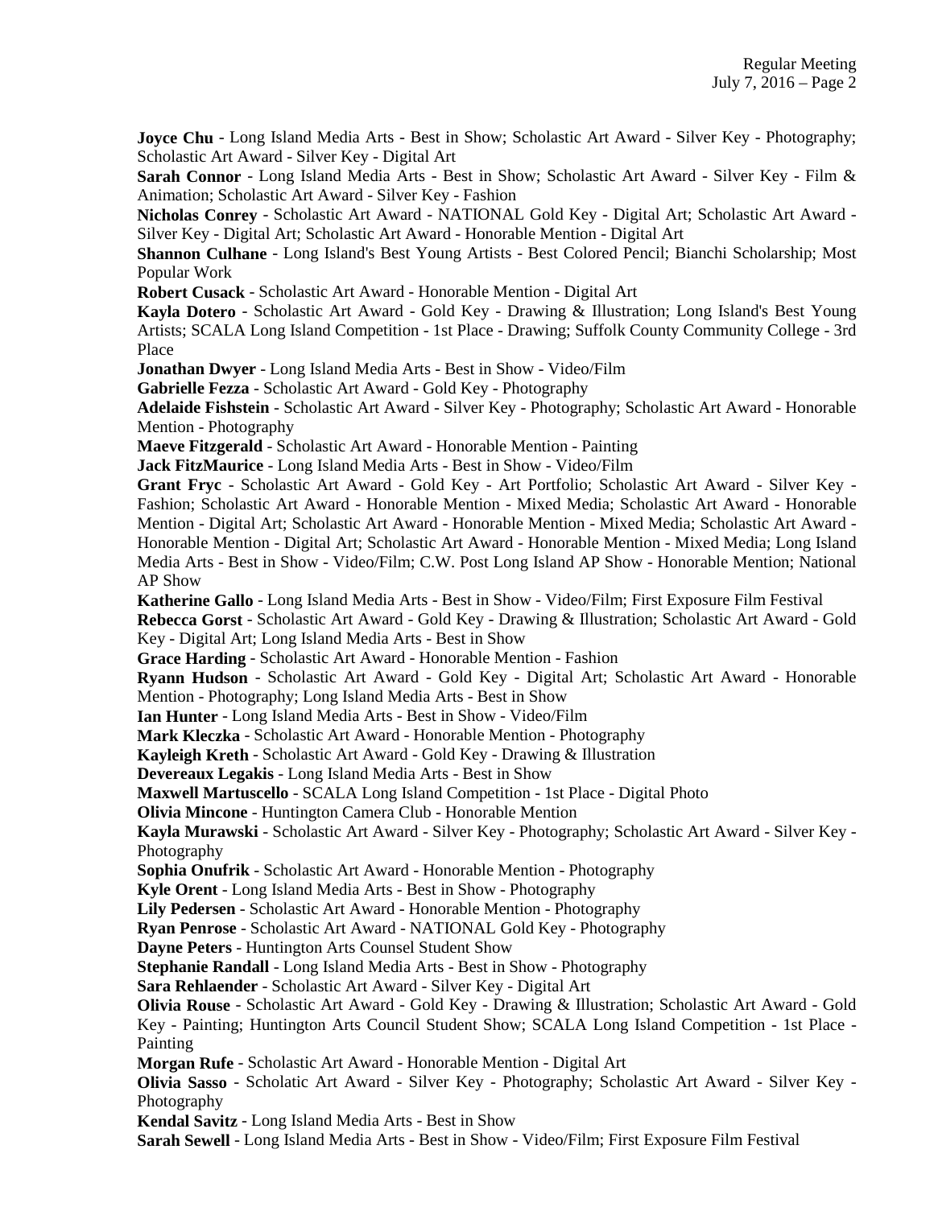**Joyce Chu** - Long Island Media Arts - Best in Show; Scholastic Art Award - Silver Key - Photography; Scholastic Art Award - Silver Key - Digital Art

**Sarah Connor** - Long Island Media Arts - Best in Show; Scholastic Art Award - Silver Key - Film & Animation; Scholastic Art Award - Silver Key - Fashion

**Nicholas Conrey** - Scholastic Art Award - NATIONAL Gold Key - Digital Art; Scholastic Art Award - Silver Key - Digital Art; Scholastic Art Award - Honorable Mention - Digital Art

**Shannon Culhane** - Long Island's Best Young Artists - Best Colored Pencil; Bianchi Scholarship; Most Popular Work

**Robert Cusack** - Scholastic Art Award - Honorable Mention - Digital Art

**Kayla Dotero** - Scholastic Art Award - Gold Key - Drawing & Illustration; Long Island's Best Young Artists; SCALA Long Island Competition - 1st Place - Drawing; Suffolk County Community College - 3rd Place

**Jonathan Dwyer** - Long Island Media Arts - Best in Show - Video/Film

**Gabrielle Fezza** - Scholastic Art Award - Gold Key - Photography

**Adelaide Fishstein** - Scholastic Art Award - Silver Key - Photography; Scholastic Art Award - Honorable Mention - Photography

**Maeve Fitzgerald** - Scholastic Art Award - Honorable Mention - Painting

**Jack FitzMaurice** - Long Island Media Arts - Best in Show - Video/Film

**Grant Fryc** - Scholastic Art Award - Gold Key - Art Portfolio; Scholastic Art Award - Silver Key - Fashion; Scholastic Art Award - Honorable Mention - Mixed Media; Scholastic Art Award - Honorable Mention - Digital Art; Scholastic Art Award - Honorable Mention - Mixed Media; Scholastic Art Award - Honorable Mention - Digital Art; Scholastic Art Award - Honorable Mention - Mixed Media; Long Island Media Arts - Best in Show - Video/Film; C.W. Post Long Island AP Show - Honorable Mention; National AP Show

**Katherine Gallo** - Long Island Media Arts - Best in Show - Video/Film; First Exposure Film Festival

**Rebecca Gorst** - Scholastic Art Award - Gold Key - Drawing & Illustration; Scholastic Art Award - Gold Key - Digital Art; Long Island Media Arts - Best in Show

**Grace Harding** - Scholastic Art Award - Honorable Mention - Fashion

**Ryann Hudson** - Scholastic Art Award - Gold Key - Digital Art; Scholastic Art Award - Honorable Mention - Photography; Long Island Media Arts - Best in Show

**Ian Hunter** - Long Island Media Arts - Best in Show - Video/Film

**Mark Kleczka** - Scholastic Art Award - Honorable Mention - Photography

**Kayleigh Kreth** - Scholastic Art Award - Gold Key - Drawing & Illustration

**Devereaux Legakis** - Long Island Media Arts - Best in Show

**Maxwell Martuscello** - SCALA Long Island Competition - 1st Place - Digital Photo

**Olivia Mincone** - Huntington Camera Club - Honorable Mention

**Kayla Murawski** - Scholastic Art Award - Silver Key - Photography; Scholastic Art Award - Silver Key - Photography

**Sophia Onufrik** - Scholastic Art Award - Honorable Mention - Photography

**Kyle Orent** - Long Island Media Arts - Best in Show - Photography

**Lily Pedersen** - Scholastic Art Award - Honorable Mention - Photography

**Ryan Penrose** - Scholastic Art Award - NATIONAL Gold Key - Photography

**Dayne Peters** - Huntington Arts Counsel Student Show

**Stephanie Randall** - Long Island Media Arts - Best in Show - Photography

**Sara Rehlaender** - Scholastic Art Award - Silver Key - Digital Art

**Olivia Rouse** - Scholastic Art Award - Gold Key - Drawing & Illustration; Scholastic Art Award - Gold Key - Painting; Huntington Arts Council Student Show; SCALA Long Island Competition - 1st Place - Painting

**Morgan Rufe** - Scholastic Art Award - Honorable Mention - Digital Art

**Olivia Sasso** - Scholatic Art Award - Silver Key - Photography; Scholastic Art Award - Silver Key - Photography

**Kendal Savitz** - Long Island Media Arts - Best in Show

**Sarah Sewell** - Long Island Media Arts - Best in Show - Video/Film; First Exposure Film Festival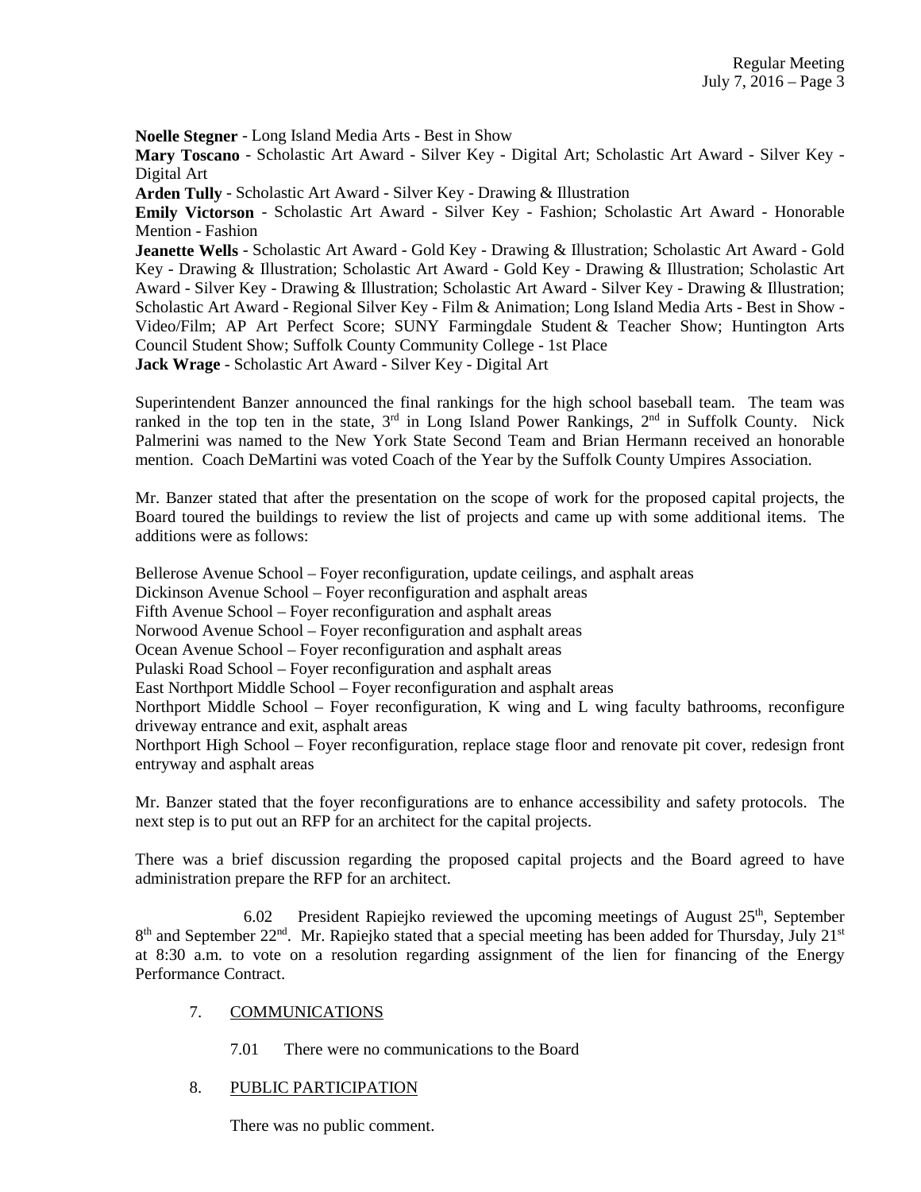**Noelle Stegner** - Long Island Media Arts - Best in Show

**Mary Toscano** - Scholastic Art Award - Silver Key - Digital Art; Scholastic Art Award - Silver Key - Digital Art

**Arden Tully** - Scholastic Art Award - Silver Key - Drawing & Illustration

**Emily Victorson** - Scholastic Art Award - Silver Key - Fashion; Scholastic Art Award - Honorable Mention - Fashion

**Jeanette Wells** - Scholastic Art Award - Gold Key - Drawing & Illustration; Scholastic Art Award - Gold Key - Drawing & Illustration; Scholastic Art Award - Gold Key - Drawing & Illustration; Scholastic Art Award - Silver Key - Drawing & Illustration; Scholastic Art Award - Silver Key - Drawing & Illustration; Scholastic Art Award - Regional Silver Key - Film & Animation; Long Island Media Arts - Best in Show - Video/Film; AP Art Perfect Score; SUNY Farmingdale Student & Teacher Show; Huntington Arts Council Student Show; Suffolk County Community College - 1st Place

**Jack Wrage** - Scholastic Art Award - Silver Key - Digital Art

Superintendent Banzer announced the final rankings for the high school baseball team. The team was ranked in the top ten in the state, 3rd in Long Island Power Rankings, 2nd in Suffolk County. Nick Palmerini was named to the New York State Second Team and Brian Hermann received an honorable mention. Coach DeMartini was voted Coach of the Year by the Suffolk County Umpires Association.

Mr. Banzer stated that after the presentation on the scope of work for the proposed capital projects, the Board toured the buildings to review the list of projects and came up with some additional items. The additions were as follows:

Bellerose Avenue School – Foyer reconfiguration, update ceilings, and asphalt areas
Dickinson Avenue School – Foyer reconfiguration and asphalt areas
Fifth Avenue School – Foyer reconfiguration and asphalt areas
Norwood Avenue School – Foyer reconfiguration and asphalt areas
Ocean Avenue School – Foyer reconfiguration and asphalt areas
Pulaski Road School – Foyer reconfiguration and asphalt areas
East Northport Middle School – Foyer reconfiguration and asphalt areas
Northport Middle School – Foyer reconfiguration, K wing and L wing faculty bathrooms, reconfigure driveway entrance and exit, asphalt areas
Northport High School – Foyer reconfiguration, replace stage floor and renovate pit cover, redesign front entryway and asphalt areas

Mr. Banzer stated that the foyer reconfigurations are to enhance accessibility and safety protocols. The next step is to put out an RFP for an architect for the capital projects.

There was a brief discussion regarding the proposed capital projects and the Board agreed to have administration prepare the RFP for an architect.

6.02 President Rapiejko reviewed the upcoming meetings of August 25th, September 8th and September 22nd. Mr. Rapiejko stated that a special meeting has been added for Thursday, July 21st at 8:30 a.m. to vote on a resolution regarding assignment of the lien for financing of the Energy Performance Contract.

7. COMMUNICATIONS

7.01 There were no communications to the Board

8. PUBLIC PARTICIPATION

There was no public comment.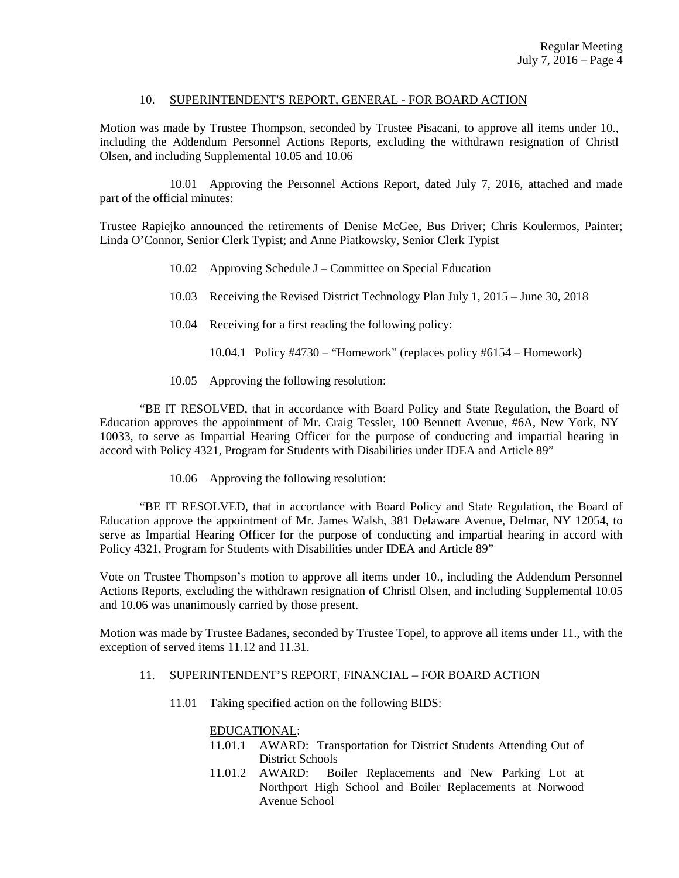10. SUPERINTENDENT'S REPORT, GENERAL - FOR BOARD ACTION

Motion was made by Trustee Thompson, seconded by Trustee Pisacani, to approve all items under 10., including the Addendum Personnel Actions Reports, excluding the withdrawn resignation of Christl Olsen, and including Supplemental 10.05 and 10.06

10.01 Approving the Personnel Actions Report, dated July 7, 2016, attached and made part of the official minutes:

Trustee Rapiejko announced the retirements of Denise McGee, Bus Driver; Chris Koulermos, Painter; Linda O'Connor, Senior Clerk Typist; and Anne Piatkowsky, Senior Clerk Typist

10.02 Approving Schedule J – Committee on Special Education

10.03 Receiving the Revised District Technology Plan July 1, 2015 – June 30, 2018

10.04 Receiving for a first reading the following policy:

10.04.1 Policy #4730 – "Homework" (replaces policy #6154 – Homework)

10.05 Approving the following resolution:

"BE IT RESOLVED, that in accordance with Board Policy and State Regulation, the Board of Education approves the appointment of Mr. Craig Tessler, 100 Bennett Avenue, #6A, New York, NY 10033, to serve as Impartial Hearing Officer for the purpose of conducting and impartial hearing in accord with Policy 4321, Program for Students with Disabilities under IDEA and Article 89"

10.06 Approving the following resolution:

"BE IT RESOLVED, that in accordance with Board Policy and State Regulation, the Board of Education approve the appointment of Mr. James Walsh, 381 Delaware Avenue, Delmar, NY 12054, to serve as Impartial Hearing Officer for the purpose of conducting and impartial hearing in accord with Policy 4321, Program for Students with Disabilities under IDEA and Article 89"

Vote on Trustee Thompson's motion to approve all items under 10., including the Addendum Personnel Actions Reports, excluding the withdrawn resignation of Christl Olsen, and including Supplemental 10.05 and 10.06 was unanimously carried by those present.

Motion was made by Trustee Badanes, seconded by Trustee Topel, to approve all items under 11., with the exception of served items 11.12 and 11.31.

11. SUPERINTENDENT'S REPORT, FINANCIAL – FOR BOARD ACTION

11.01 Taking specified action on the following BIDS:

EDUCATIONAL:

11.01.1 AWARD: Transportation for District Students Attending Out of District Schools

11.01.2 AWARD: Boiler Replacements and New Parking Lot at Northport High School and Boiler Replacements at Norwood Avenue School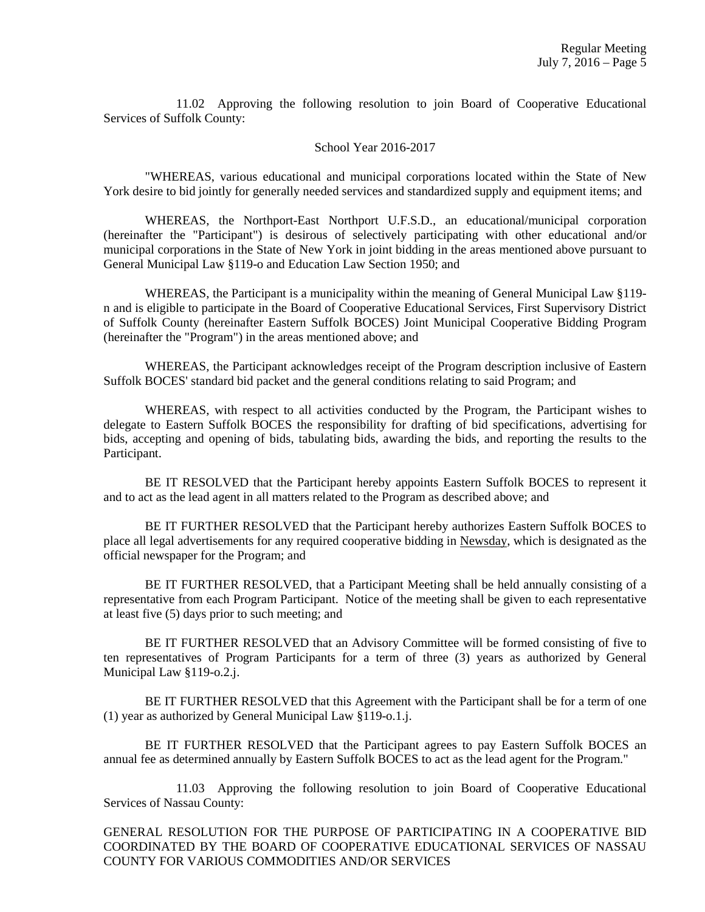11.02 Approving the following resolution to join Board of Cooperative Educational Services of Suffolk County:

School Year 2016-2017

"WHEREAS, various educational and municipal corporations located within the State of New York desire to bid jointly for generally needed services and standardized supply and equipment items; and

WHEREAS, the Northport-East Northport U.F.S.D., an educational/municipal corporation (hereinafter the "Participant") is desirous of selectively participating with other educational and/or municipal corporations in the State of New York in joint bidding in the areas mentioned above pursuant to General Municipal Law §119-o and Education Law Section 1950; and

WHEREAS, the Participant is a municipality within the meaning of General Municipal Law §119-n and is eligible to participate in the Board of Cooperative Educational Services, First Supervisory District of Suffolk County (hereinafter Eastern Suffolk BOCES) Joint Municipal Cooperative Bidding Program (hereinafter the "Program") in the areas mentioned above; and

WHEREAS, the Participant acknowledges receipt of the Program description inclusive of Eastern Suffolk BOCES' standard bid packet and the general conditions relating to said Program; and

WHEREAS, with respect to all activities conducted by the Program, the Participant wishes to delegate to Eastern Suffolk BOCES the responsibility for drafting of bid specifications, advertising for bids, accepting and opening of bids, tabulating bids, awarding the bids, and reporting the results to the Participant.

BE IT RESOLVED that the Participant hereby appoints Eastern Suffolk BOCES to represent it and to act as the lead agent in all matters related to the Program as described above; and

BE IT FURTHER RESOLVED that the Participant hereby authorizes Eastern Suffolk BOCES to place all legal advertisements for any required cooperative bidding in Newsday, which is designated as the official newspaper for the Program; and

BE IT FURTHER RESOLVED, that a Participant Meeting shall be held annually consisting of a representative from each Program Participant. Notice of the meeting shall be given to each representative at least five (5) days prior to such meeting; and

BE IT FURTHER RESOLVED that an Advisory Committee will be formed consisting of five to ten representatives of Program Participants for a term of three (3) years as authorized by General Municipal Law §119-o.2.j.

BE IT FURTHER RESOLVED that this Agreement with the Participant shall be for a term of one (1) year as authorized by General Municipal Law §119-o.1.j.

BE IT FURTHER RESOLVED that the Participant agrees to pay Eastern Suffolk BOCES an annual fee as determined annually by Eastern Suffolk BOCES to act as the lead agent for the Program."

11.03 Approving the following resolution to join Board of Cooperative Educational Services of Nassau County:

GENERAL RESOLUTION FOR THE PURPOSE OF PARTICIPATING IN A COOPERATIVE BID COORDINATED BY THE BOARD OF COOPERATIVE EDUCATIONAL SERVICES OF NASSAU COUNTY FOR VARIOUS COMMODITIES AND/OR SERVICES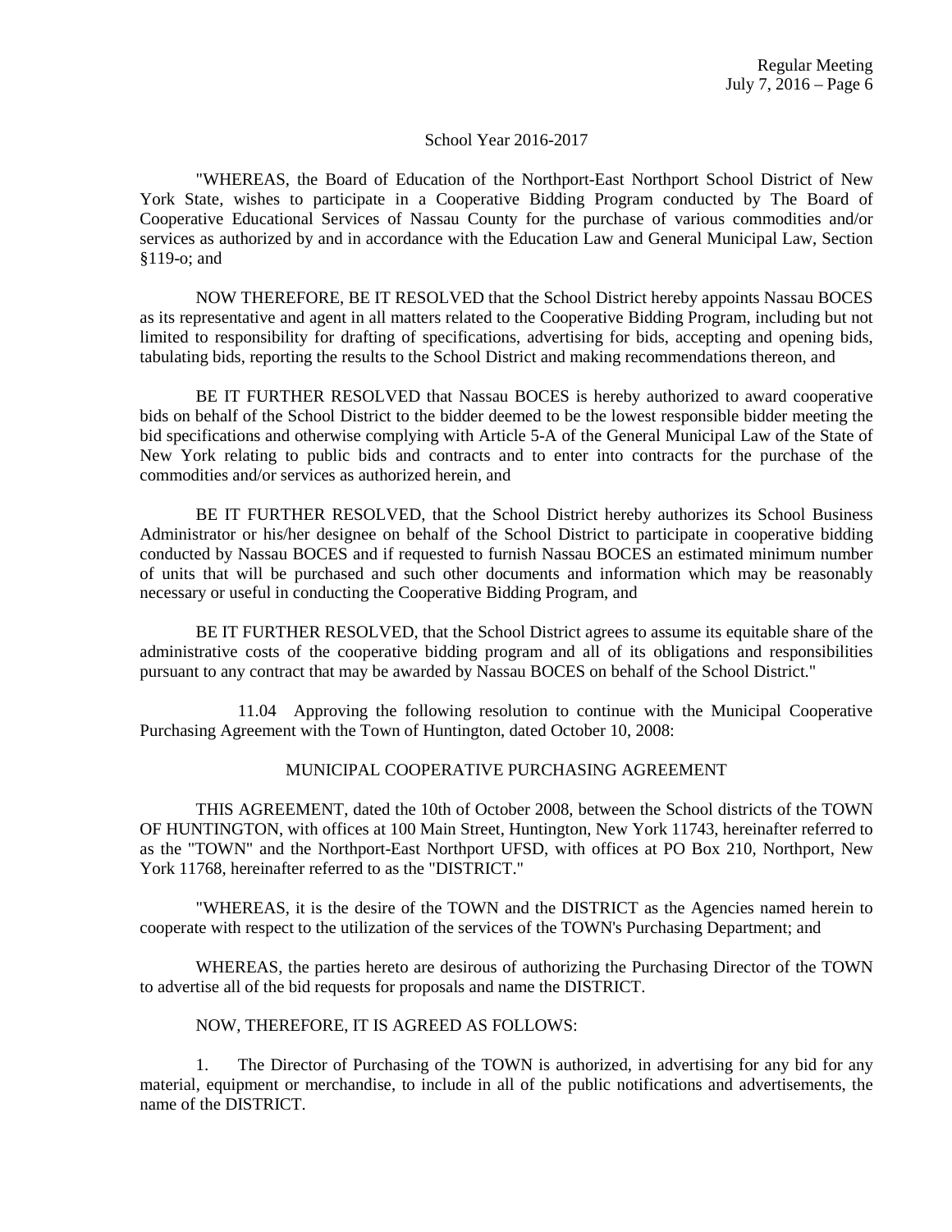School Year 2016-2017

"WHEREAS, the Board of Education of the Northport-East Northport School District of New York State, wishes to participate in a Cooperative Bidding Program conducted by The Board of Cooperative Educational Services of Nassau County for the purchase of various commodities and/or services as authorized by and in accordance with the Education Law and General Municipal Law, Section §119-o; and

NOW THEREFORE, BE IT RESOLVED that the School District hereby appoints Nassau BOCES as its representative and agent in all matters related to the Cooperative Bidding Program, including but not limited to responsibility for drafting of specifications, advertising for bids, accepting and opening bids, tabulating bids, reporting the results to the School District and making recommendations thereon, and

BE IT FURTHER RESOLVED that Nassau BOCES is hereby authorized to award cooperative bids on behalf of the School District to the bidder deemed to be the lowest responsible bidder meeting the bid specifications and otherwise complying with Article 5-A of the General Municipal Law of the State of New York relating to public bids and contracts and to enter into contracts for the purchase of the commodities and/or services as authorized herein, and

BE IT FURTHER RESOLVED, that the School District hereby authorizes its School Business Administrator or his/her designee on behalf of the School District to participate in cooperative bidding conducted by Nassau BOCES and if requested to furnish Nassau BOCES an estimated minimum number of units that will be purchased and such other documents and information which may be reasonably necessary or useful in conducting the Cooperative Bidding Program, and

BE IT FURTHER RESOLVED, that the School District agrees to assume its equitable share of the administrative costs of the cooperative bidding program and all of its obligations and responsibilities pursuant to any contract that may be awarded by Nassau BOCES on behalf of the School District."

11.04 Approving the following resolution to continue with the Municipal Cooperative Purchasing Agreement with the Town of Huntington, dated October 10, 2008:

MUNICIPAL COOPERATIVE PURCHASING AGREEMENT

THIS AGREEMENT, dated the 10th of October 2008, between the School districts of the TOWN OF HUNTINGTON, with offices at 100 Main Street, Huntington, New York 11743, hereinafter referred to as the "TOWN" and the Northport-East Northport UFSD, with offices at PO Box 210, Northport, New York 11768, hereinafter referred to as the "DISTRICT."

"WHEREAS, it is the desire of the TOWN and the DISTRICT as the Agencies named herein to cooperate with respect to the utilization of the services of the TOWN's Purchasing Department; and

WHEREAS, the parties hereto are desirous of authorizing the Purchasing Director of the TOWN to advertise all of the bid requests for proposals and name the DISTRICT.

NOW, THEREFORE, IT IS AGREED AS FOLLOWS:

1. The Director of Purchasing of the TOWN is authorized, in advertising for any bid for any material, equipment or merchandise, to include in all of the public notifications and advertisements, the name of the DISTRICT.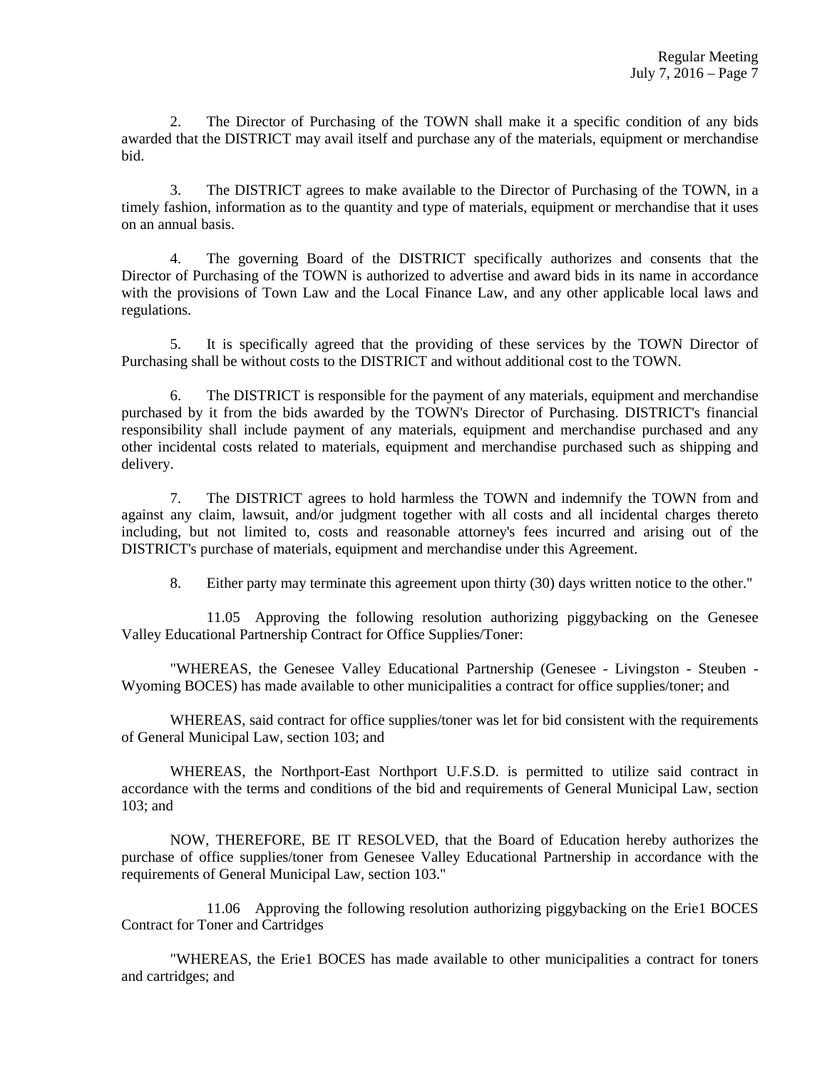2. The Director of Purchasing of the TOWN shall make it a specific condition of any bids awarded that the DISTRICT may avail itself and purchase any of the materials, equipment or merchandise bid.

3. The DISTRICT agrees to make available to the Director of Purchasing of the TOWN, in a timely fashion, information as to the quantity and type of materials, equipment or merchandise that it uses on an annual basis.

4. The governing Board of the DISTRICT specifically authorizes and consents that the Director of Purchasing of the TOWN is authorized to advertise and award bids in its name in accordance with the provisions of Town Law and the Local Finance Law, and any other applicable local laws and regulations.

5. It is specifically agreed that the providing of these services by the TOWN Director of Purchasing shall be without costs to the DISTRICT and without additional cost to the TOWN.

6. The DISTRICT is responsible for the payment of any materials, equipment and merchandise purchased by it from the bids awarded by the TOWN's Director of Purchasing. DISTRICT's financial responsibility shall include payment of any materials, equipment and merchandise purchased and any other incidental costs related to materials, equipment and merchandise purchased such as shipping and delivery.

7. The DISTRICT agrees to hold harmless the TOWN and indemnify the TOWN from and against any claim, lawsuit, and/or judgment together with all costs and all incidental charges thereto including, but not limited to, costs and reasonable attorney's fees incurred and arising out of the DISTRICT's purchase of materials, equipment and merchandise under this Agreement.

8. Either party may terminate this agreement upon thirty (30) days written notice to the other."

11.05 Approving the following resolution authorizing piggybacking on the Genesee Valley Educational Partnership Contract for Office Supplies/Toner:

"WHEREAS, the Genesee Valley Educational Partnership (Genesee - Livingston - Steuben - Wyoming BOCES) has made available to other municipalities a contract for office supplies/toner; and

WHEREAS, said contract for office supplies/toner was let for bid consistent with the requirements of General Municipal Law, section 103; and

WHEREAS, the Northport-East Northport U.F.S.D. is permitted to utilize said contract in accordance with the terms and conditions of the bid and requirements of General Municipal Law, section 103; and

NOW, THEREFORE, BE IT RESOLVED, that the Board of Education hereby authorizes the purchase of office supplies/toner from Genesee Valley Educational Partnership in accordance with the requirements of General Municipal Law, section 103."

11.06 Approving the following resolution authorizing piggybacking on the Erie1 BOCES Contract for Toner and Cartridges

"WHEREAS, the Erie1 BOCES has made available to other municipalities a contract for toners and cartridges; and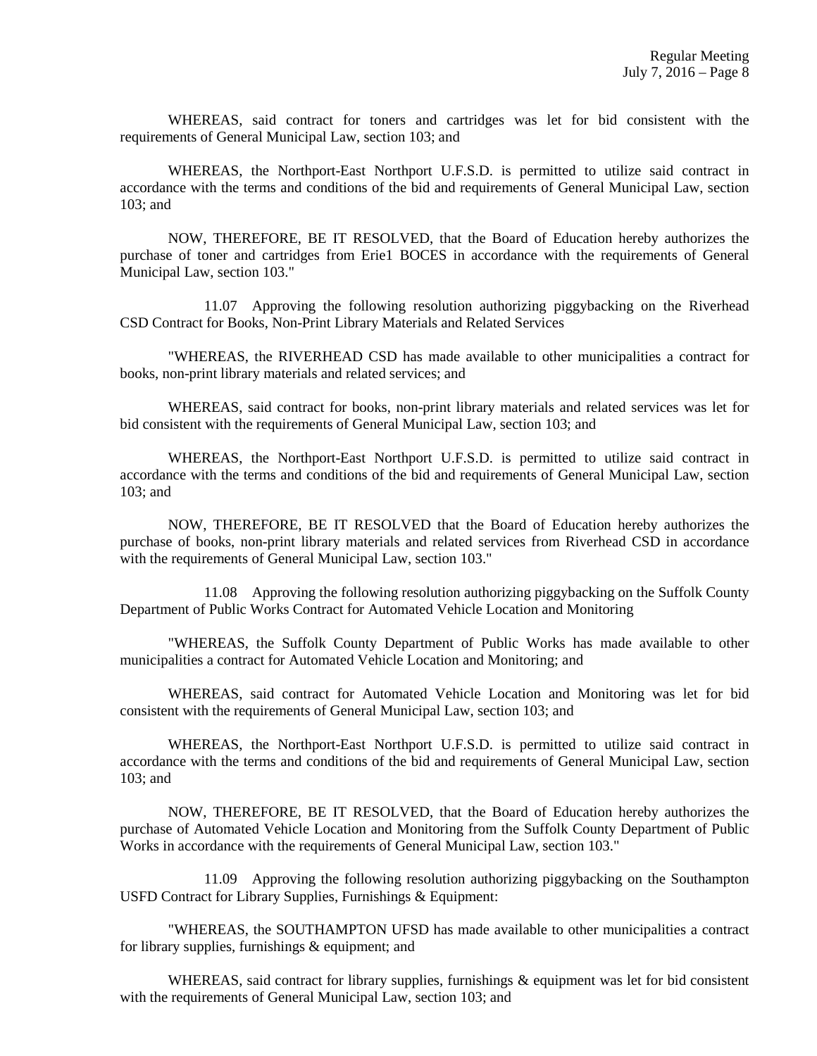WHEREAS, said contract for toners and cartridges was let for bid consistent with the requirements of General Municipal Law, section 103; and

WHEREAS, the Northport-East Northport U.F.S.D. is permitted to utilize said contract in accordance with the terms and conditions of the bid and requirements of General Municipal Law, section 103; and

NOW, THEREFORE, BE IT RESOLVED, that the Board of Education hereby authorizes the purchase of toner and cartridges from Erie1 BOCES in accordance with the requirements of General Municipal Law, section 103."

11.07 Approving the following resolution authorizing piggybacking on the Riverhead CSD Contract for Books, Non-Print Library Materials and Related Services

"WHEREAS, the RIVERHEAD CSD has made available to other municipalities a contract for books, non-print library materials and related services; and

WHEREAS, said contract for books, non-print library materials and related services was let for bid consistent with the requirements of General Municipal Law, section 103; and

WHEREAS, the Northport-East Northport U.F.S.D. is permitted to utilize said contract in accordance with the terms and conditions of the bid and requirements of General Municipal Law, section 103; and

NOW, THEREFORE, BE IT RESOLVED that the Board of Education hereby authorizes the purchase of books, non-print library materials and related services from Riverhead CSD in accordance with the requirements of General Municipal Law, section 103."

11.08 Approving the following resolution authorizing piggybacking on the Suffolk County Department of Public Works Contract for Automated Vehicle Location and Monitoring

"WHEREAS, the Suffolk County Department of Public Works has made available to other municipalities a contract for Automated Vehicle Location and Monitoring; and

WHEREAS, said contract for Automated Vehicle Location and Monitoring was let for bid consistent with the requirements of General Municipal Law, section 103; and

WHEREAS, the Northport-East Northport U.F.S.D. is permitted to utilize said contract in accordance with the terms and conditions of the bid and requirements of General Municipal Law, section 103; and

NOW, THEREFORE, BE IT RESOLVED, that the Board of Education hereby authorizes the purchase of Automated Vehicle Location and Monitoring from the Suffolk County Department of Public Works in accordance with the requirements of General Municipal Law, section 103."

11.09 Approving the following resolution authorizing piggybacking on the Southampton USFD Contract for Library Supplies, Furnishings & Equipment:

"WHEREAS, the SOUTHAMPTON UFSD has made available to other municipalities a contract for library supplies, furnishings & equipment; and

WHEREAS, said contract for library supplies, furnishings & equipment was let for bid consistent with the requirements of General Municipal Law, section 103; and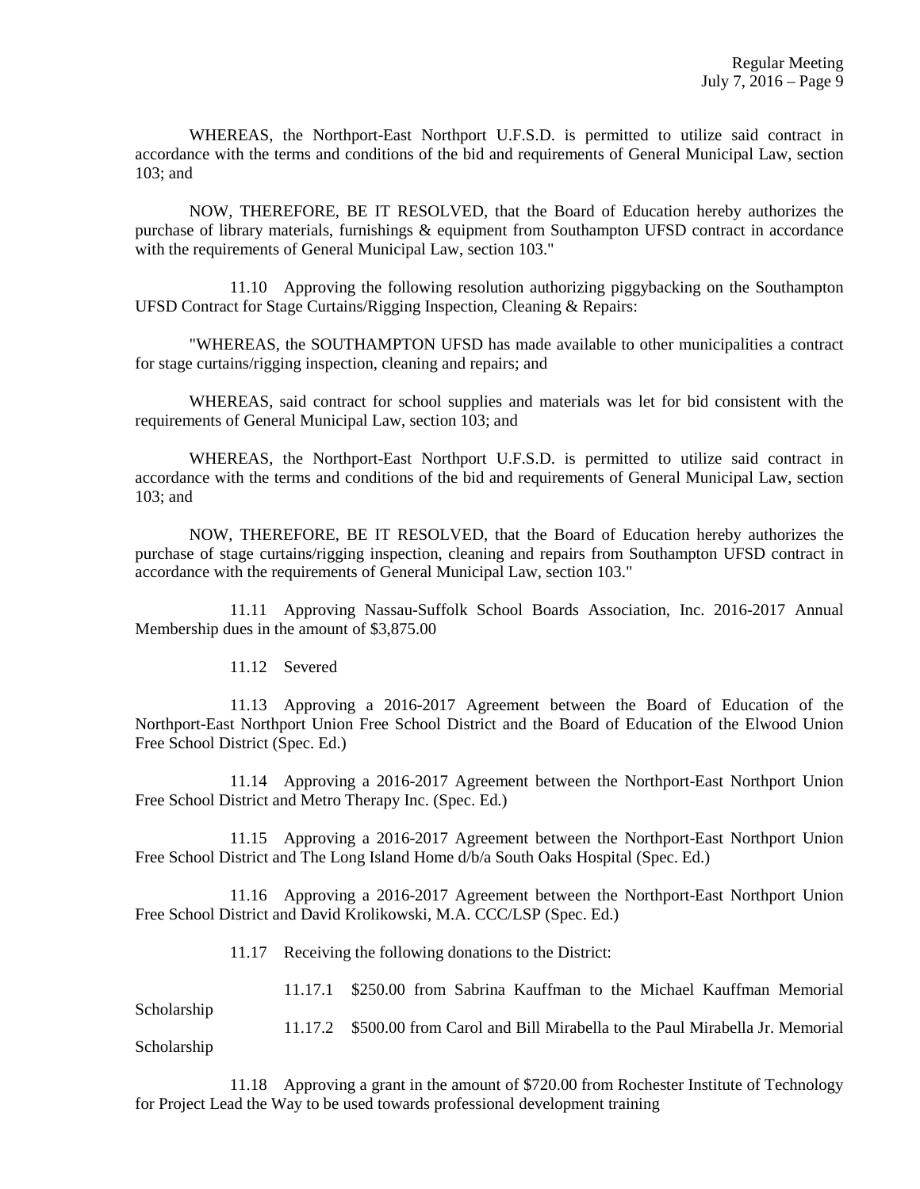WHEREAS, the Northport-East Northport U.F.S.D. is permitted to utilize said contract in accordance with the terms and conditions of the bid and requirements of General Municipal Law, section 103; and

NOW, THEREFORE, BE IT RESOLVED, that the Board of Education hereby authorizes the purchase of library materials, furnishings & equipment from Southampton UFSD contract in accordance with the requirements of General Municipal Law, section 103."

11.10 Approving the following resolution authorizing piggybacking on the Southampton UFSD Contract for Stage Curtains/Rigging Inspection, Cleaning & Repairs:

"WHEREAS, the SOUTHAMPTON UFSD has made available to other municipalities a contract for stage curtains/rigging inspection, cleaning and repairs; and

WHEREAS, said contract for school supplies and materials was let for bid consistent with the requirements of General Municipal Law, section 103; and

WHEREAS, the Northport-East Northport U.F.S.D. is permitted to utilize said contract in accordance with the terms and conditions of the bid and requirements of General Municipal Law, section 103; and

NOW, THEREFORE, BE IT RESOLVED, that the Board of Education hereby authorizes the purchase of stage curtains/rigging inspection, cleaning and repairs from Southampton UFSD contract in accordance with the requirements of General Municipal Law, section 103."

11.11 Approving Nassau-Suffolk School Boards Association, Inc. 2016-2017 Annual Membership dues in the amount of $3,875.00

11.12 Severed

11.13 Approving a 2016-2017 Agreement between the Board of Education of the Northport-East Northport Union Free School District and the Board of Education of the Elwood Union Free School District (Spec. Ed.)

11.14 Approving a 2016-2017 Agreement between the Northport-East Northport Union Free School District and Metro Therapy Inc. (Spec. Ed.)

11.15 Approving a 2016-2017 Agreement between the Northport-East Northport Union Free School District and The Long Island Home d/b/a South Oaks Hospital (Spec. Ed.)

11.16 Approving a 2016-2017 Agreement between the Northport-East Northport Union Free School District and David Krolikowski, M.A. CCC/LSP (Spec. Ed.)

11.17 Receiving the following donations to the District:

11.17.1 $250.00 from Sabrina Kauffman to the Michael Kauffman Memorial Scholarship

11.17.2 $500.00 from Carol and Bill Mirabella to the Paul Mirabella Jr. Memorial Scholarship

11.18 Approving a grant in the amount of $720.00 from Rochester Institute of Technology for Project Lead the Way to be used towards professional development training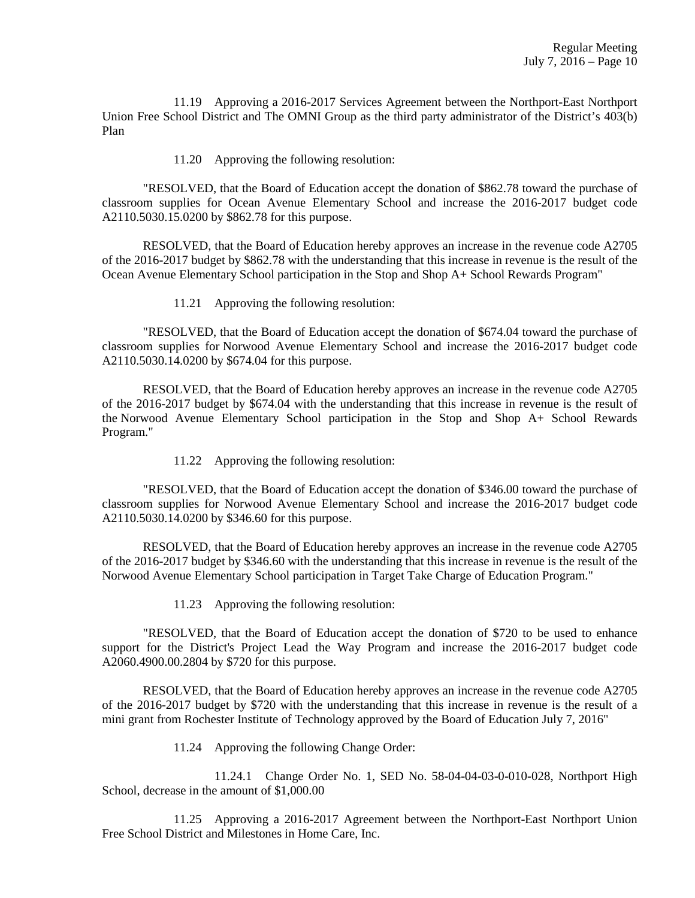11.19 Approving a 2016-2017 Services Agreement between the Northport-East Northport Union Free School District and The OMNI Group as the third party administrator of the District's 403(b) Plan

11.20 Approving the following resolution:

"RESOLVED, that the Board of Education accept the donation of $862.78 toward the purchase of classroom supplies for Ocean Avenue Elementary School and increase the 2016-2017 budget code A2110.5030.15.0200 by $862.78 for this purpose.

RESOLVED, that the Board of Education hereby approves an increase in the revenue code A2705 of the 2016-2017 budget by $862.78 with the understanding that this increase in revenue is the result of the Ocean Avenue Elementary School participation in the Stop and Shop A+ School Rewards Program"

11.21 Approving the following resolution:

"RESOLVED, that the Board of Education accept the donation of $674.04 toward the purchase of classroom supplies for Norwood Avenue Elementary School and increase the 2016-2017 budget code A2110.5030.14.0200 by $674.04 for this purpose.

RESOLVED, that the Board of Education hereby approves an increase in the revenue code A2705 of the 2016-2017 budget by $674.04 with the understanding that this increase in revenue is the result of the Norwood Avenue Elementary School participation in the Stop and Shop A+ School Rewards Program."

11.22 Approving the following resolution:

"RESOLVED, that the Board of Education accept the donation of $346.00 toward the purchase of classroom supplies for Norwood Avenue Elementary School and increase the 2016-2017 budget code A2110.5030.14.0200 by $346.60 for this purpose.

RESOLVED, that the Board of Education hereby approves an increase in the revenue code A2705 of the 2016-2017 budget by $346.60 with the understanding that this increase in revenue is the result of the Norwood Avenue Elementary School participation in Target Take Charge of Education Program."

11.23 Approving the following resolution:

"RESOLVED, that the Board of Education accept the donation of $720 to be used to enhance support for the District's Project Lead the Way Program and increase the 2016-2017 budget code A2060.4900.00.2804 by $720 for this purpose.

RESOLVED, that the Board of Education hereby approves an increase in the revenue code A2705 of the 2016-2017 budget by $720 with the understanding that this increase in revenue is the result of a mini grant from Rochester Institute of Technology approved by the Board of Education July 7, 2016"

11.24 Approving the following Change Order:

11.24.1 Change Order No. 1, SED No. 58-04-04-03-0-010-028, Northport High School, decrease in the amount of $1,000.00

11.25 Approving a 2016-2017 Agreement between the Northport-East Northport Union Free School District and Milestones in Home Care, Inc.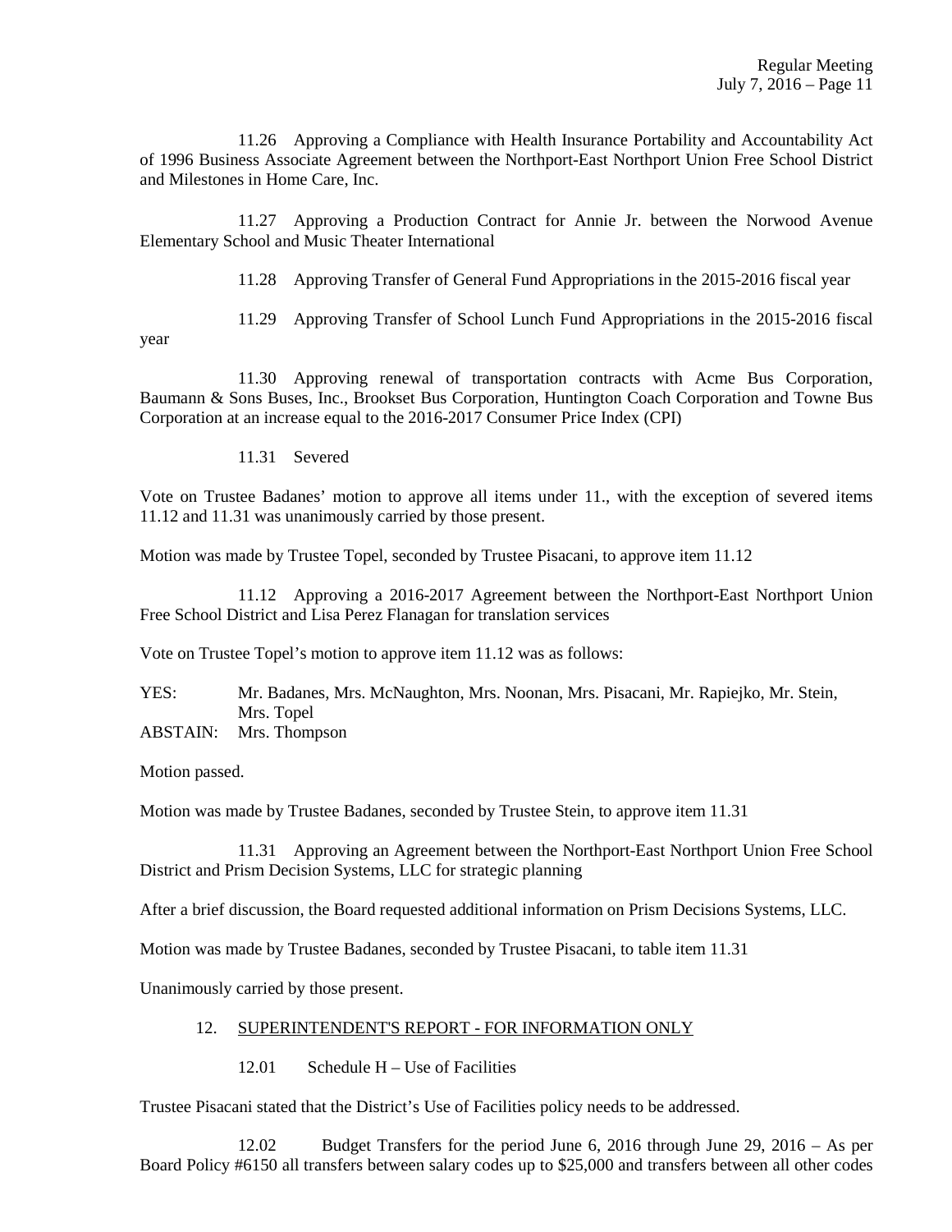11.26 Approving a Compliance with Health Insurance Portability and Accountability Act of 1996 Business Associate Agreement between the Northport-East Northport Union Free School District and Milestones in Home Care, Inc.

11.27 Approving a Production Contract for Annie Jr. between the Norwood Avenue Elementary School and Music Theater International

11.28 Approving Transfer of General Fund Appropriations in the 2015-2016 fiscal year

11.29 Approving Transfer of School Lunch Fund Appropriations in the 2015-2016 fiscal year

11.30 Approving renewal of transportation contracts with Acme Bus Corporation, Baumann & Sons Buses, Inc., Brookset Bus Corporation, Huntington Coach Corporation and Towne Bus Corporation at an increase equal to the 2016-2017 Consumer Price Index (CPI)

11.31 Severed

Vote on Trustee Badanes' motion to approve all items under 11., with the exception of severed items 11.12 and 11.31 was unanimously carried by those present.

Motion was made by Trustee Topel, seconded by Trustee Pisacani, to approve item 11.12

11.12 Approving a 2016-2017 Agreement between the Northport-East Northport Union Free School District and Lisa Perez Flanagan for translation services

Vote on Trustee Topel's motion to approve item 11.12 was as follows:

YES: Mr. Badanes, Mrs. McNaughton, Mrs. Noonan, Mrs. Pisacani, Mr. Rapiejko, Mr. Stein, Mrs. Topel
ABSTAIN: Mrs. Thompson

Motion passed.

Motion was made by Trustee Badanes, seconded by Trustee Stein, to approve item 11.31

11.31 Approving an Agreement between the Northport-East Northport Union Free School District and Prism Decision Systems, LLC for strategic planning

After a brief discussion, the Board requested additional information on Prism Decisions Systems, LLC.

Motion was made by Trustee Badanes, seconded by Trustee Pisacani, to table item 11.31

Unanimously carried by those present.

12. SUPERINTENDENT'S REPORT - FOR INFORMATION ONLY

12.01 Schedule H – Use of Facilities

Trustee Pisacani stated that the District's Use of Facilities policy needs to be addressed.

12.02 Budget Transfers for the period June 6, 2016 through June 29, 2016 – As per Board Policy #6150 all transfers between salary codes up to $25,000 and transfers between all other codes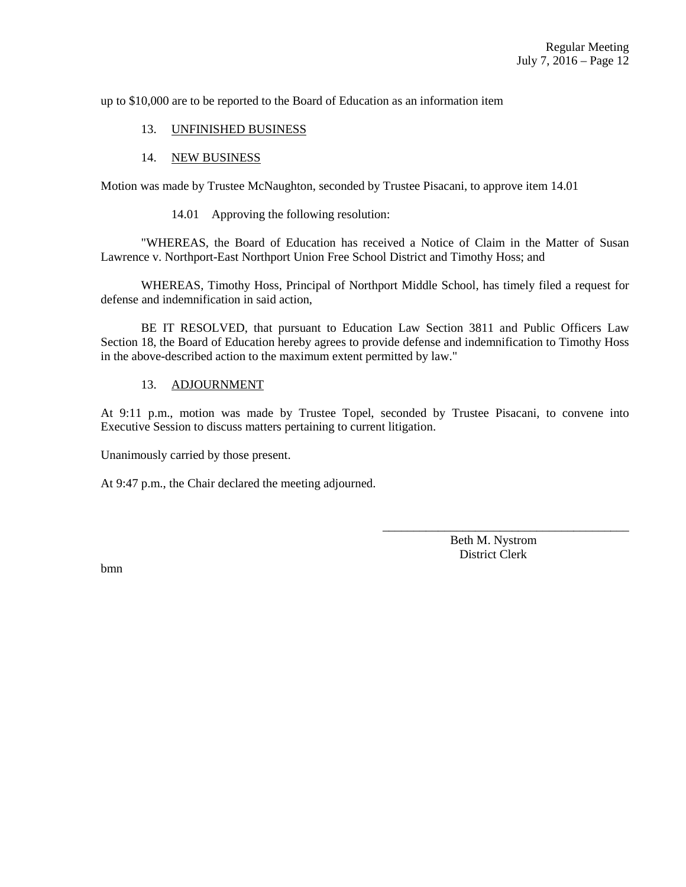up to $10,000 are to be reported to the Board of Education as an information item

13. UNFINISHED BUSINESS

14. NEW BUSINESS

Motion was made by Trustee McNaughton, seconded by Trustee Pisacani, to approve item 14.01

14.01 Approving the following resolution:

"WHEREAS, the Board of Education has received a Notice of Claim in the Matter of Susan Lawrence v. Northport-East Northport Union Free School District and Timothy Hoss; and

WHEREAS, Timothy Hoss, Principal of Northport Middle School, has timely filed a request for defense and indemnification in said action,

BE IT RESOLVED, that pursuant to Education Law Section 3811 and Public Officers Law Section 18, the Board of Education hereby agrees to provide defense and indemnification to Timothy Hoss in the above-described action to the maximum extent permitted by law."

13. ADJOURNMENT

At 9:11 p.m., motion was made by Trustee Topel, seconded by Trustee Pisacani, to convene into Executive Session to discuss matters pertaining to current litigation.

Unanimously carried by those present.

At 9:47 p.m., the Chair declared the meeting adjourned.

\_\_\_\_\_\_\_\_\_\_\_\_\_\_\_\_\_\_\_\_\_\_\_\_\_\_\_\_\_\_\_\_\_\_\_\_\_\_\_\_

Beth M. Nystrom
District Clerk

bmn